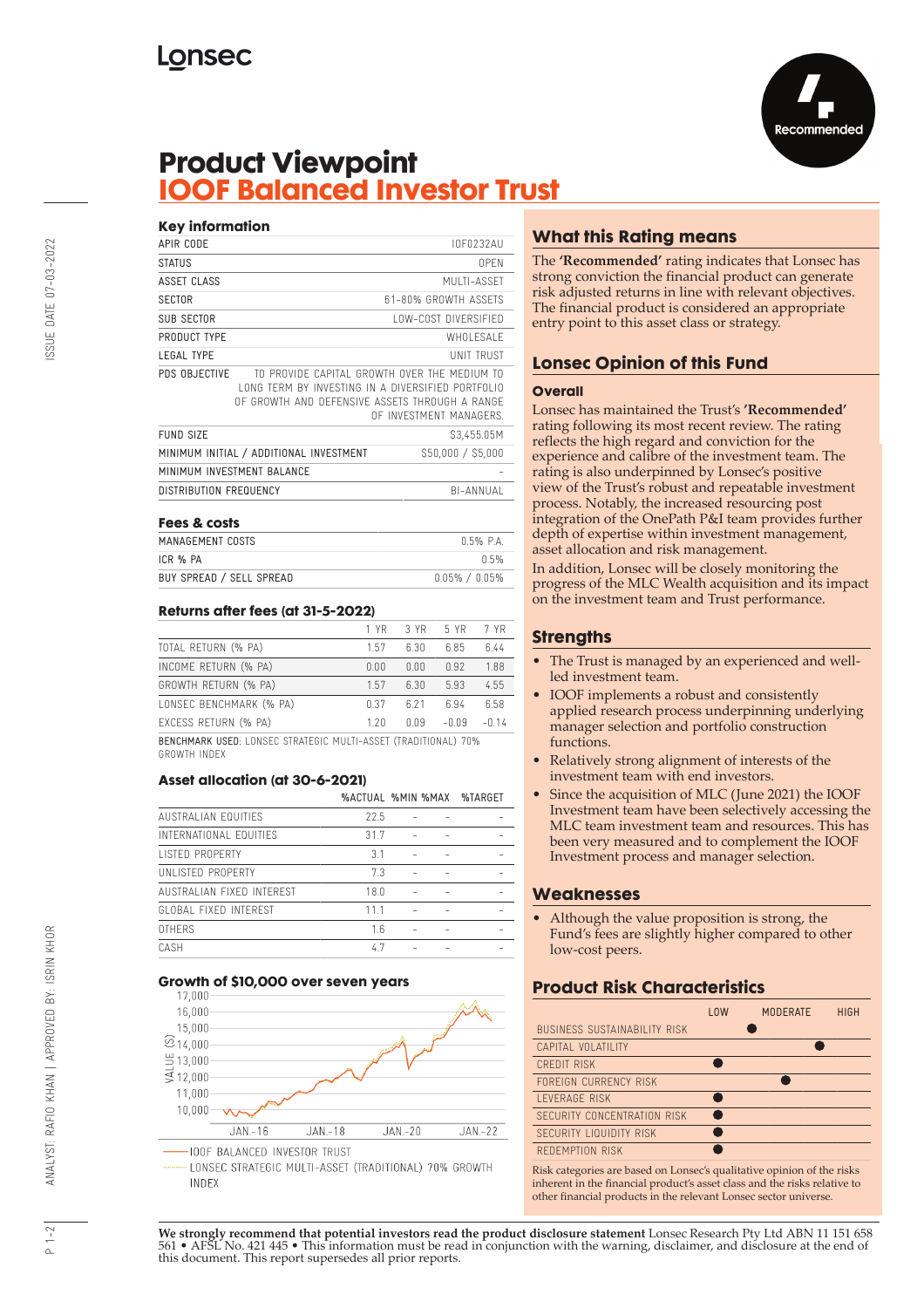Lonsec

Recommended

# Product Viewpoint
# IOOF Balanced Investor Trust

## Key information

| | |
|---|---|
| APIR CODE | IOF0232AU |
| STATUS | OPEN |
| ASSET CLASS | MULTI-ASSET |
| SECTOR | 61-80% GROWTH ASSETS |
| SUB SECTOR | LOW-COST DIVERSIFIED |
| PRODUCT TYPE | WHOLESALE |
| LEGAL TYPE | UNIT TRUST |
| PDS OBJECTIVE | TO PROVIDE CAPITAL GROWTH OVER THE MEDIUM TO LONG TERM BY INVESTING IN A DIVERSIFIED PORTFOLIO OF GROWTH AND DEFENSIVE ASSETS THROUGH A RANGE OF INVESTMENT MANAGERS. |
| FUND SIZE | $3,455.05M |
| MINIMUM INITIAL / ADDITIONAL INVESTMENT | $50,000 / $5,000 |
| MINIMUM INVESTMENT BALANCE | - |
| DISTRIBUTION FREQUENCY | BI-ANNUAL |

## Fees & costs

| | |
|---|---|
| MANAGEMENT COSTS | 0.5% P.A. |
| ICR % PA | 0.5% |
| BUY SPREAD / SELL SPREAD | 0.05% / 0.05% |

## Returns after fees (at 31-5-2022)

| | 1 YR | 3 YR | 5 YR | 7 YR |
|---|---|---|---|---|
| TOTAL RETURN (% PA) | 1.57 | 6.30 | 6.85 | 6.44 |
| INCOME RETURN (% PA) | 0.00 | 0.00 | 0.92 | 1.88 |
| GROWTH RETURN (% PA) | 1.57 | 6.30 | 5.93 | 4.55 |
| LONSEC BENCHMARK (% PA) | 0.37 | 6.21 | 6.94 | 6.58 |
| EXCESS RETURN (% PA) | 1.20 | 0.09 | -0.09 | -0.14 |

BENCHMARK USED: LONSEC STRATEGIC MULTI-ASSET (TRADITIONAL) 70% GROWTH INDEX

## Asset allocation (at 30-6-2021)

| | %ACTUAL | %MIN | %MAX | %TARGET |
|---|---|---|---|---|
| AUSTRALIAN EQUITIES | 22.5 | - | - | - |
| INTERNATIONAL EQUITIES | 31.7 | - | - | - |
| LISTED PROPERTY | 3.1 | - | - | - |
| UNLISTED PROPERTY | 7.3 | - | - | - |
| AUSTRALIAN FIXED INTEREST | 18.0 | - | - | - |
| GLOBAL FIXED INTEREST | 11.1 | - | - | - |
| OTHERS | 1.6 | - | - | - |
| CASH | 4.7 | - | - | - |

## Growth of $10,000 over seven years

IOOF BALANCED INVESTOR TRUST
LONSEC STRATEGIC MULTI-ASSET (TRADITIONAL) 70% GROWTH INDEX

## What this Rating means

The **'Recommended'** rating indicates that Lonsec has strong conviction the financial product can generate risk adjusted returns in line with relevant objectives. The financial product is considered an appropriate entry point to this asset class or strategy.

## Lonsec Opinion of this Fund

### Overall

Lonsec has maintained the Trust's **'Recommended'** rating following its most recent review. The rating reflects the high regard and conviction for the experience and calibre of the investment team. The rating is also underpinned by Lonsec's positive view of the Trust's robust and repeatable investment process. Notably, the increased resourcing post integration of the OnePath P&I team provides further depth of expertise within investment management, asset allocation and risk management.

In addition, Lonsec will be closely monitoring the progress of the MLC Wealth acquisition and its impact on the investment team and Trust performance.

## Strengths

- The Trust is managed by an experienced and well-led investment team.
- IOOF implements a robust and consistently applied research process underpinning underlying manager selection and portfolio construction functions.
- Relatively strong alignment of interests of the investment team with end investors.
- Since the acquisition of MLC (June 2021) the IOOF Investment team have been selectively accessing the MLC team investment team and resources. This has been very measured and to complement the IOOF Investment process and manager selection.

## Weaknesses

- Although the value proposition is strong, the Fund's fees are slightly higher compared to other low-cost peers.

## Product Risk Characteristics

| | LOW | MODERATE | HIGH |
|---|---|---|---|
| BUSINESS SUSTAINABILITY RISK | | ● | |
| CAPITAL VOLATILITY | | | ● |
| CREDIT RISK | ● | | |
| FOREIGN CURRENCY RISK | | ● | |
| LEVERAGE RISK | ● | | |
| SECURITY CONCENTRATION RISK | ● | | |
| SECURITY LIQUIDITY RISK | ● | | |
| REDEMPTION RISK | ● | | |

Risk categories are based on Lonsec's qualitative opinion of the risks inherent in the financial product's asset class and the risks relative to other financial products in the relevant Lonsec sector universe.

**We strongly recommend that potential investors read the product disclosure statement** Lonsec Research Pty Ltd ABN 11 151 658 561 • AFSL No. 421 445 • This information must be read in conjunction with the warning, disclaimer, and disclosure at the end of this document. This report supersedes all prior reports.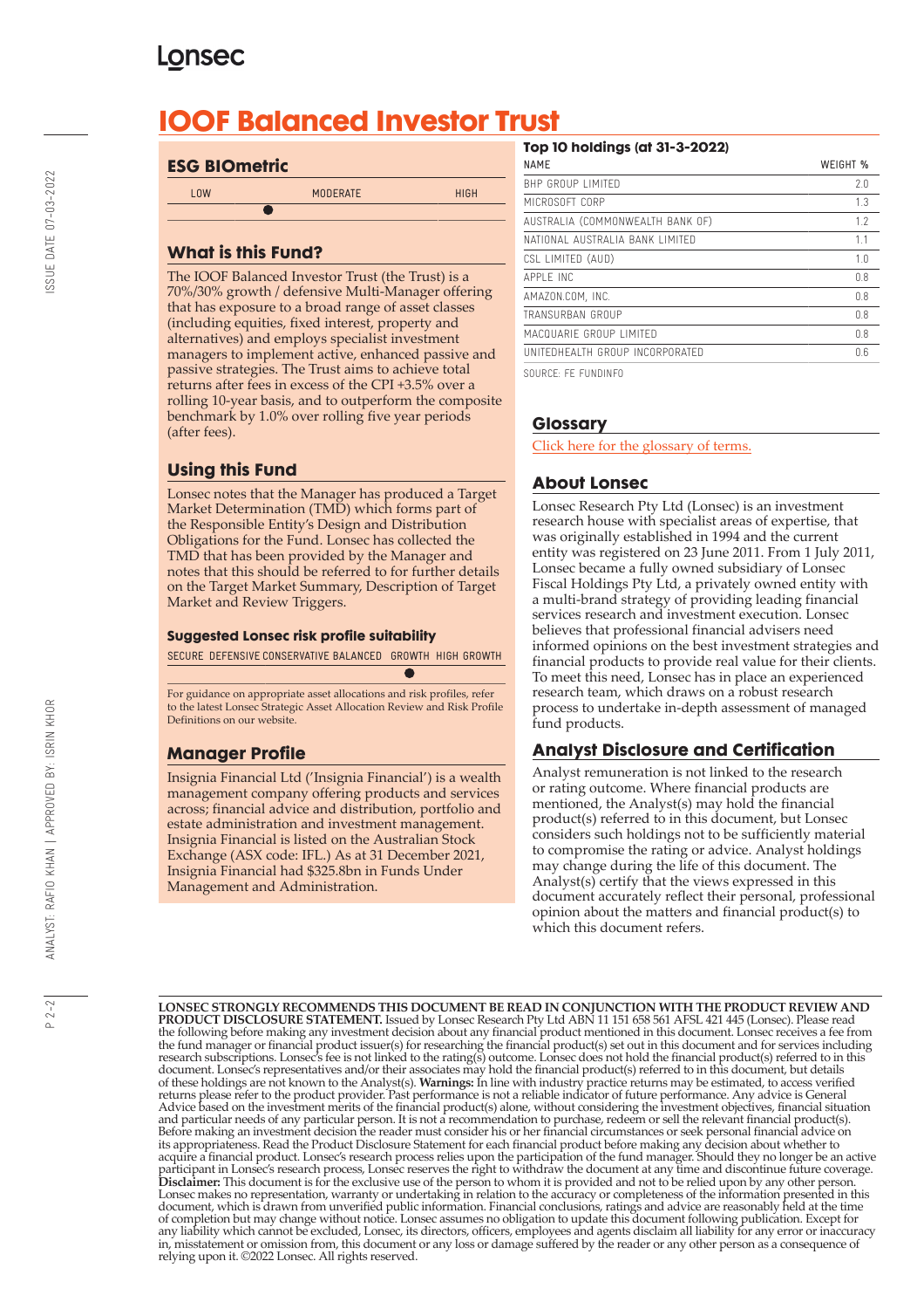# IOOF Balanced Investor Trust

## ESG BIOmetric

| LOW | MODERATE | HIGH |
|---|---|---|
| | ● | |

## What is this Fund?

The IOOF Balanced Investor Trust (the Trust) is a 70%/30% growth / defensive Multi-Manager offering that has exposure to a broad range of asset classes (including equities, fixed interest, property and alternatives) and employs specialist investment managers to implement active, enhanced passive and passive strategies. The Trust aims to achieve total returns after fees in excess of the CPI +3.5% over a rolling 10-year basis, and to outperform the composite benchmark by 1.0% over rolling five year periods (after fees).

## Using this Fund

Lonsec notes that the Manager has produced a Target Market Determination (TMD) which forms part of the Responsible Entity's Design and Distribution Obligations for the Fund. Lonsec has collected the TMD that has been provided by the Manager and notes that this should be referred to for further details on the Target Market Summary, Description of Target Market and Review Triggers.

### Suggested Lonsec risk profile suitability

| SECURE | DEFENSIVE | CONSERVATIVE | BALANCED | GROWTH | HIGH GROWTH |
|---|---|---|---|---|---|
| | | | | ● | |

For guidance on appropriate asset allocations and risk profiles, refer to the latest Lonsec Strategic Asset Allocation Review and Risk Profile Definitions on our website.

## Manager Profile

Insignia Financial Ltd ('Insignia Financial') is a wealth management company offering products and services across; financial advice and distribution, portfolio and estate administration and investment management. Insignia Financial is listed on the Australian Stock Exchange (ASX code: IFL.) As at 31 December 2021, Insignia Financial had $325.8bn in Funds Under Management and Administration.

## Top 10 holdings (at 31-3-2022)

| NAME | WEIGHT % |
|---|---|
| BHP GROUP LIMITED | 2.0 |
| MICROSOFT CORP | 1.3 |
| AUSTRALIA (COMMONWEALTH BANK OF) | 1.2 |
| NATIONAL AUSTRALIA BANK LIMITED | 1.1 |
| CSL LIMITED (AUD) | 1.0 |
| APPLE INC | 0.8 |
| AMAZON.COM, INC. | 0.8 |
| TRANSURBAN GROUP | 0.8 |
| MACQUARIE GROUP LIMITED | 0.8 |
| UNITEDHEALTH GROUP INCORPORATED | 0.6 |

SOURCE: FE FUNDINFO

## Glossary

Click here for the glossary of terms.

## About Lonsec

Lonsec Research Pty Ltd (Lonsec) is an investment research house with specialist areas of expertise, that was originally established in 1994 and the current entity was registered on 23 June 2011. From 1 July 2011, Lonsec became a fully owned subsidiary of Lonsec Fiscal Holdings Pty Ltd, a privately owned entity with a multi-brand strategy of providing leading financial services research and investment execution. Lonsec believes that professional financial advisers need informed opinions on the best investment strategies and financial products to provide real value for their clients. To meet this need, Lonsec has in place an experienced research team, which draws on a robust research process to undertake in-depth assessment of managed fund products.

## Analyst Disclosure and Certification

Analyst remuneration is not linked to the research or rating outcome. Where financial products are mentioned, the Analyst(s) may hold the financial product(s) referred to in this document, but Lonsec considers such holdings not to be sufficiently material to compromise the rating or advice. Analyst holdings may change during the life of this document. The Analyst(s) certify that the views expressed in this document accurately reflect their personal, professional opinion about the matters and financial product(s) to which this document refers.

ISSUE DATE 07-03-2022

ANALYST: RAFIQ KHAN | APPROVED BY: ISRIN KHOR

**LONSEC STRONGLY RECOMMENDS THIS DOCUMENT BE READ IN CONJUNCTION WITH THE PRODUCT REVIEW AND PRODUCT DISCLOSURE STATEMENT.** Issued by Lonsec Research Pty Ltd ABN 11 151 658 561 AFSL 421 445 (Lonsec). Please read the following before making any investment decision about any financial product mentioned in this document. Lonsec receives a fee from the fund manager or financial product issuer(s) for researching the financial product(s) set out in this document and for services including research subscriptions. Lonsec's fee is not linked to the rating(s) outcome. Lonsec does not hold the financial product(s) referred to in this document. Lonsec's representatives and/or their associates may hold the financial product(s) referred to in this document, but details of these holdings are not known to the Analyst(s). **Warnings:** In line with industry practice returns may be estimated, to access verified returns please refer to the product provider. Past performance is not a reliable indicator of future performance. Any advice is General Advice based on the investment merits of the financial product(s) alone, without considering the investment objectives, financial situation and particular needs of any particular person. It is not a recommendation to purchase, redeem or sell the relevant financial product(s). Before making an investment decision the reader must consider his or her financial circumstances or seek personal financial advice on its appropriateness. Read the Product Disclosure Statement for each financial product before making any decision about whether to acquire a financial product. Lonsec's research process relies upon the participation of the fund manager. Should they no longer be an active participant in Lonsec's research process, Lonsec reserves the right to withdraw the document at any time and discontinue future coverage. **Disclaimer:** This document is for the exclusive use of the person to whom it is provided and not to be relied upon by any other person. Lonsec makes no representation, warranty or undertaking in relation to the accuracy or completeness of the information presented in this document, which is drawn from unverified public information. Financial conclusions, ratings and advice are reasonably held at the time of completion but may change without notice. Lonsec assumes no obligation to update this document following publication. Except for any liability which cannot be excluded, Lonsec, its directors, officers, employees and agents disclaim all liability for any error or inaccuracy in, misstatement or omission from, this document or any loss or damage suffered by the reader or any other person as a consequence of relying upon it. ©2022 Lonsec. All rights reserved.